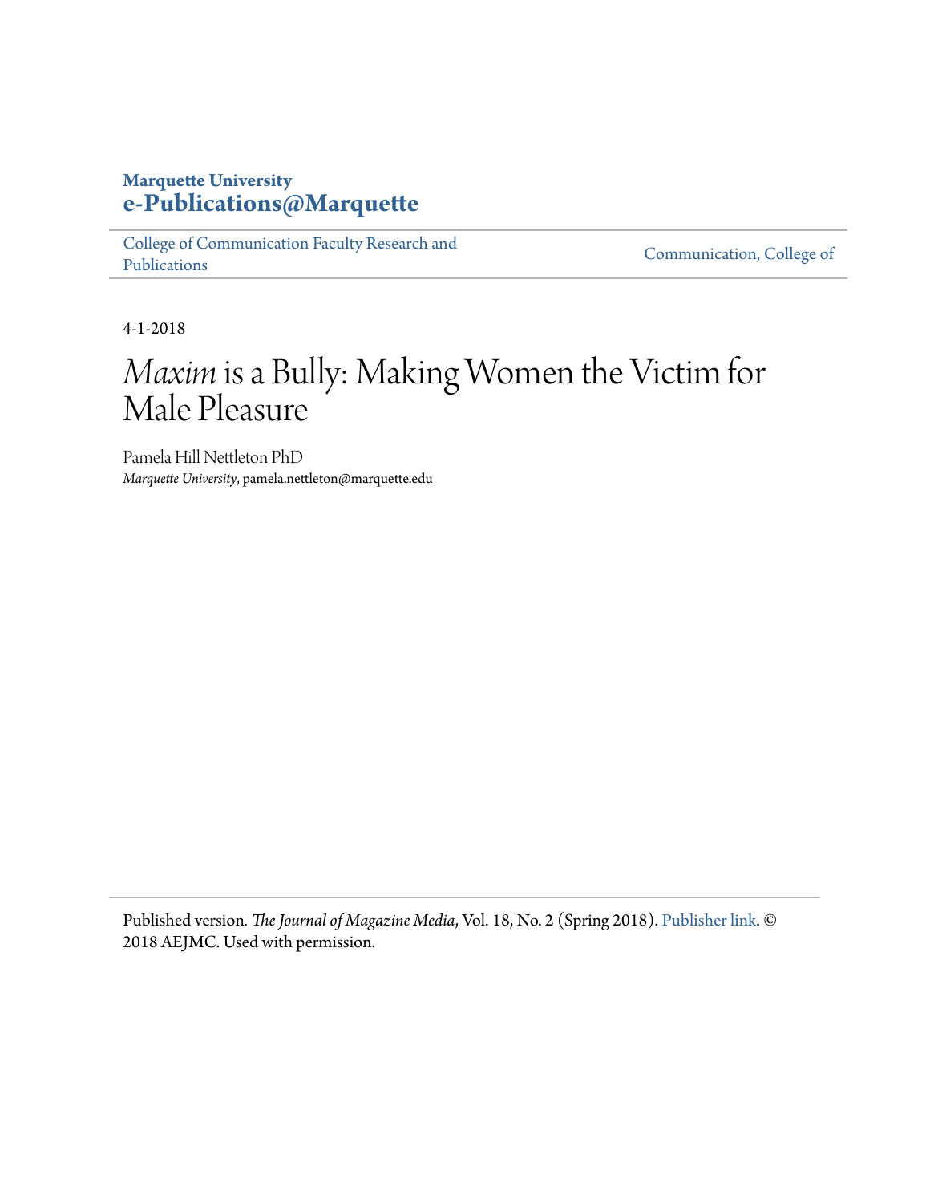**Marquette University**
**e-Publications@Marquette**

College of Communication Faculty Research and Publications | Communication, College of

4-1-2018

# *Maxim* is a Bully: Making Women the Victim for Male Pleasure

Pamela Hill Nettleton PhD
*Marquette University*, pamela.nettleton@marquette.edu

Published version. *The Journal of Magazine Media*, Vol. 18, No. 2 (Spring 2018). Publisher link. © 2018 AEJMC. Used with permission.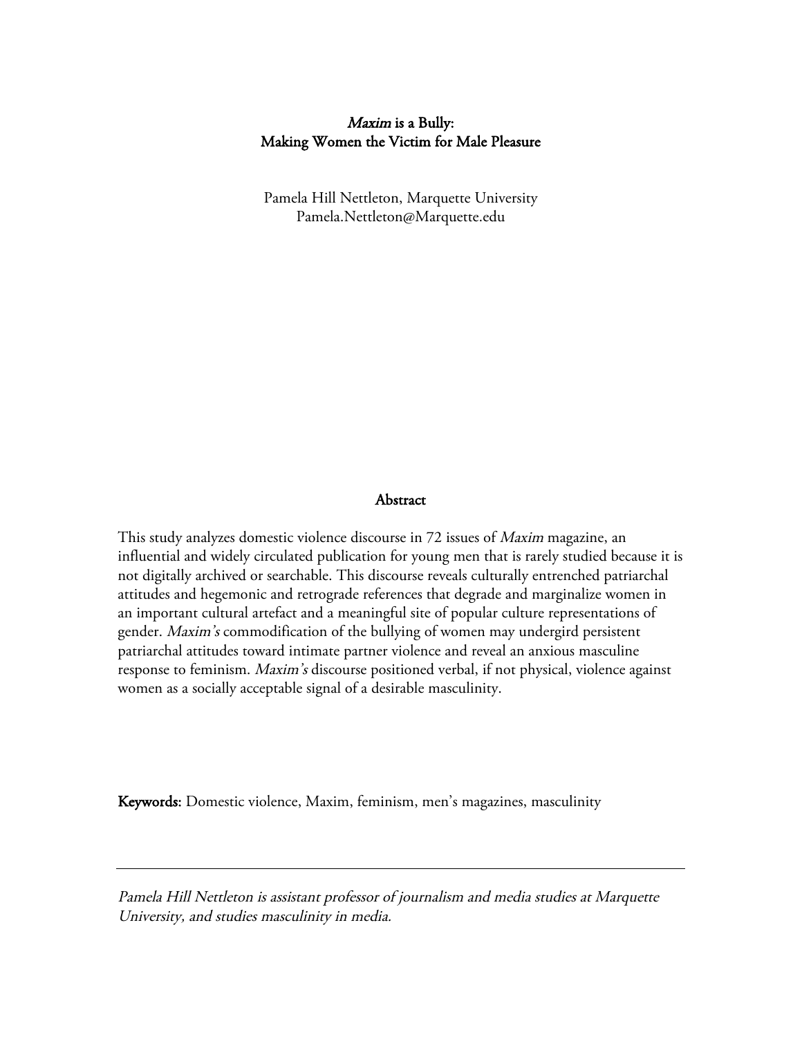# *Maxim* is a Bully:
# Making Women the Victim for Male Pleasure

Pamela Hill Nettleton, Marquette University
Pamela.Nettleton@Marquette.edu

## Abstract

This study analyzes domestic violence discourse in 72 issues of *Maxim* magazine, an influential and widely circulated publication for young men that is rarely studied because it is not digitally archived or searchable. This discourse reveals culturally entrenched patriarchal attitudes and hegemonic and retrograde references that degrade and marginalize women in an important cultural artefact and a meaningful site of popular culture representations of gender. *Maxim's* commodification of the bullying of women may undergird persistent patriarchal attitudes toward intimate partner violence and reveal an anxious masculine response to feminism. *Maxim's* discourse positioned verbal, if not physical, violence against women as a socially acceptable signal of a desirable masculinity.

**Keywords:** Domestic violence, Maxim, feminism, men's magazines, masculinity

---

*Pamela Hill Nettleton is assistant professor of journalism and media studies at Marquette University, and studies masculinity in media.*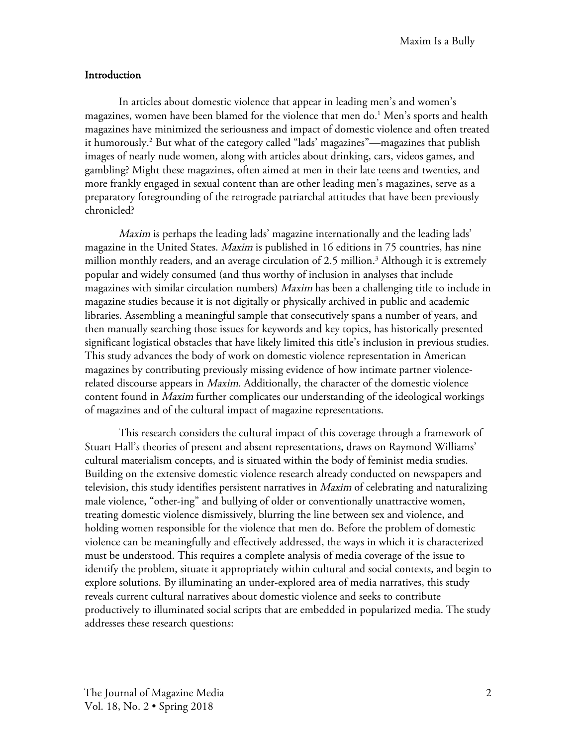## Introduction

In articles about domestic violence that appear in leading men's and women's magazines, women have been blamed for the violence that men do.[1] Men's sports and health magazines have minimized the seriousness and impact of domestic violence and often treated it humorously.[2] But what of the category called "lads' magazines"—magazines that publish images of nearly nude women, along with articles about drinking, cars, videos games, and gambling? Might these magazines, often aimed at men in their late teens and twenties, and more frankly engaged in sexual content than are other leading men's magazines, serve as a preparatory foregrounding of the retrograde patriarchal attitudes that have been previously chronicled?

*Maxim* is perhaps the leading lads' magazine internationally and the leading lads' magazine in the United States. *Maxim* is published in 16 editions in 75 countries, has nine million monthly readers, and an average circulation of 2.5 million.[3] Although it is extremely popular and widely consumed (and thus worthy of inclusion in analyses that include magazines with similar circulation numbers) *Maxim* has been a challenging title to include in magazine studies because it is not digitally or physically archived in public and academic libraries. Assembling a meaningful sample that consecutively spans a number of years, and then manually searching those issues for keywords and key topics, has historically presented significant logistical obstacles that have likely limited this title's inclusion in previous studies. This study advances the body of work on domestic violence representation in American magazines by contributing previously missing evidence of how intimate partner violence-related discourse appears in *Maxim*. Additionally, the character of the domestic violence content found in *Maxim* further complicates our understanding of the ideological workings of magazines and of the cultural impact of magazine representations.

This research considers the cultural impact of this coverage through a framework of Stuart Hall's theories of present and absent representations, draws on Raymond Williams' cultural materialism concepts, and is situated within the body of feminist media studies. Building on the extensive domestic violence research already conducted on newspapers and television, this study identifies persistent narratives in *Maxim* of celebrating and naturalizing male violence, "other-ing" and bullying of older or conventionally unattractive women, treating domestic violence dismissively, blurring the line between sex and violence, and holding women responsible for the violence that men do. Before the problem of domestic violence can be meaningfully and effectively addressed, the ways in which it is characterized must be understood. This requires a complete analysis of media coverage of the issue to identify the problem, situate it appropriately within cultural and social contexts, and begin to explore solutions. By illuminating an under-explored area of media narratives, this study reveals current cultural narratives about domestic violence and seeks to contribute productively to illuminated social scripts that are embedded in popularized media. The study addresses these research questions: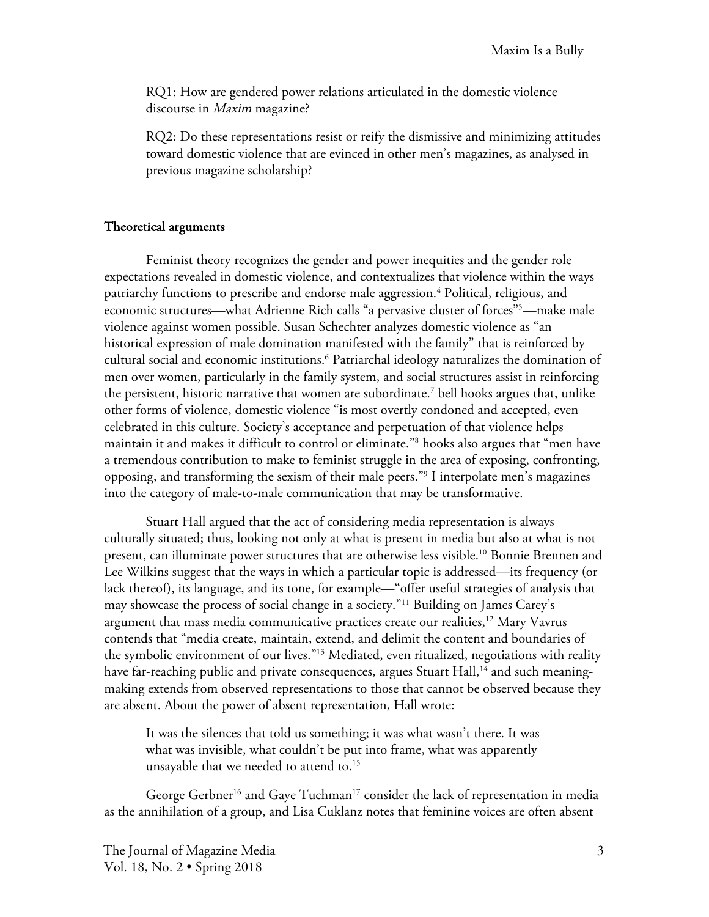RQ1: How are gendered power relations articulated in the domestic violence discourse in *Maxim* magazine?

RQ2: Do these representations resist or reify the dismissive and minimizing attitudes toward domestic violence that are evinced in other men's magazines, as analysed in previous magazine scholarship?

## Theoretical arguments

Feminist theory recognizes the gender and power inequities and the gender role expectations revealed in domestic violence, and contextualizes that violence within the ways patriarchy functions to prescribe and endorse male aggression.[4] Political, religious, and economic structures—what Adrienne Rich calls "a pervasive cluster of forces"[5]—make male violence against women possible. Susan Schechter analyzes domestic violence as "an historical expression of male domination manifested with the family" that is reinforced by cultural social and economic institutions.[6] Patriarchal ideology naturalizes the domination of men over women, particularly in the family system, and social structures assist in reinforcing the persistent, historic narrative that women are subordinate.[7] bell hooks argues that, unlike other forms of violence, domestic violence "is most overtly condoned and accepted, even celebrated in this culture. Society's acceptance and perpetuation of that violence helps maintain it and makes it difficult to control or eliminate."[8] hooks also argues that "men have a tremendous contribution to make to feminist struggle in the area of exposing, confronting, opposing, and transforming the sexism of their male peers."[9] I interpolate men's magazines into the category of male-to-male communication that may be transformative.

Stuart Hall argued that the act of considering media representation is always culturally situated; thus, looking not only at what is present in media but also at what is not present, can illuminate power structures that are otherwise less visible.[10] Bonnie Brennen and Lee Wilkins suggest that the ways in which a particular topic is addressed—its frequency (or lack thereof), its language, and its tone, for example—"offer useful strategies of analysis that may showcase the process of social change in a society."[11] Building on James Carey's argument that mass media communicative practices create our realities,[12] Mary Vavrus contends that "media create, maintain, extend, and delimit the content and boundaries of the symbolic environment of our lives."[13] Mediated, even ritualized, negotiations with reality have far-reaching public and private consequences, argues Stuart Hall,[14] and such meaning-making extends from observed representations to those that cannot be observed because they are absent. About the power of absent representation, Hall wrote:

> It was the silences that told us something; it was what wasn't there. It was what was invisible, what couldn't be put into frame, what was apparently unsayable that we needed to attend to.[15]

George Gerbner[16] and Gaye Tuchman[17] consider the lack of representation in media as the annihilation of a group, and Lisa Cuklanz notes that feminine voices are often absent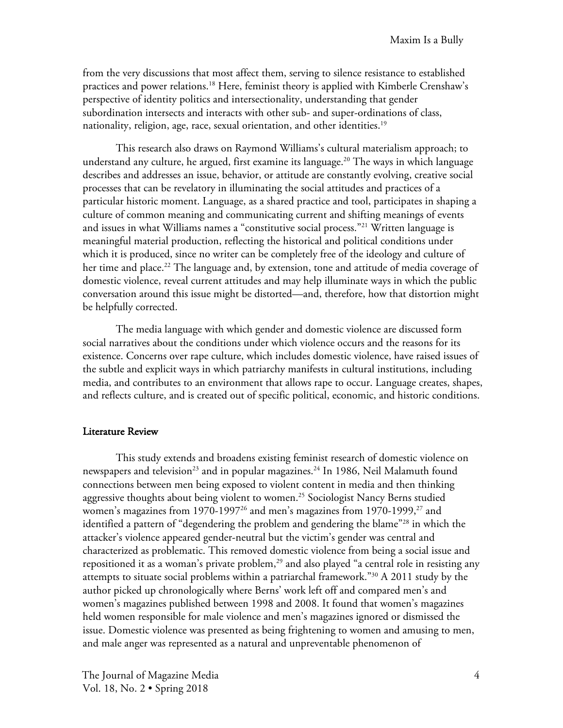from the very discussions that most affect them, serving to silence resistance to established practices and power relations.[18] Here, feminist theory is applied with Kimberle Crenshaw's perspective of identity politics and intersectionality, understanding that gender subordination intersects and interacts with other sub- and super-ordinations of class, nationality, religion, age, race, sexual orientation, and other identities.[19]

This research also draws on Raymond Williams's cultural materialism approach; to understand any culture, he argued, first examine its language.[20] The ways in which language describes and addresses an issue, behavior, or attitude are constantly evolving, creative social processes that can be revelatory in illuminating the social attitudes and practices of a particular historic moment. Language, as a shared practice and tool, participates in shaping a culture of common meaning and communicating current and shifting meanings of events and issues in what Williams names a "constitutive social process."[21] Written language is meaningful material production, reflecting the historical and political conditions under which it is produced, since no writer can be completely free of the ideology and culture of her time and place.[22] The language and, by extension, tone and attitude of media coverage of domestic violence, reveal current attitudes and may help illuminate ways in which the public conversation around this issue might be distorted—and, therefore, how that distortion might be helpfully corrected.

The media language with which gender and domestic violence are discussed form social narratives about the conditions under which violence occurs and the reasons for its existence. Concerns over rape culture, which includes domestic violence, have raised issues of the subtle and explicit ways in which patriarchy manifests in cultural institutions, including media, and contributes to an environment that allows rape to occur. Language creates, shapes, and reflects culture, and is created out of specific political, economic, and historic conditions.

## Literature Review

This study extends and broadens existing feminist research of domestic violence on newspapers and television[23] and in popular magazines.[24] In 1986, Neil Malamuth found connections between men being exposed to violent content in media and then thinking aggressive thoughts about being violent to women.[25] Sociologist Nancy Berns studied women's magazines from 1970-1997[26] and men's magazines from 1970-1999,[27] and identified a pattern of "degendering the problem and gendering the blame"[28] in which the attacker's violence appeared gender-neutral but the victim's gender was central and characterized as problematic. This removed domestic violence from being a social issue and repositioned it as a woman's private problem,[29] and also played "a central role in resisting any attempts to situate social problems within a patriarchal framework."[30] A 2011 study by the author picked up chronologically where Berns' work left off and compared men's and women's magazines published between 1998 and 2008. It found that women's magazines held women responsible for male violence and men's magazines ignored or dismissed the issue. Domestic violence was presented as being frightening to women and amusing to men, and male anger was represented as a natural and unpreventable phenomenon of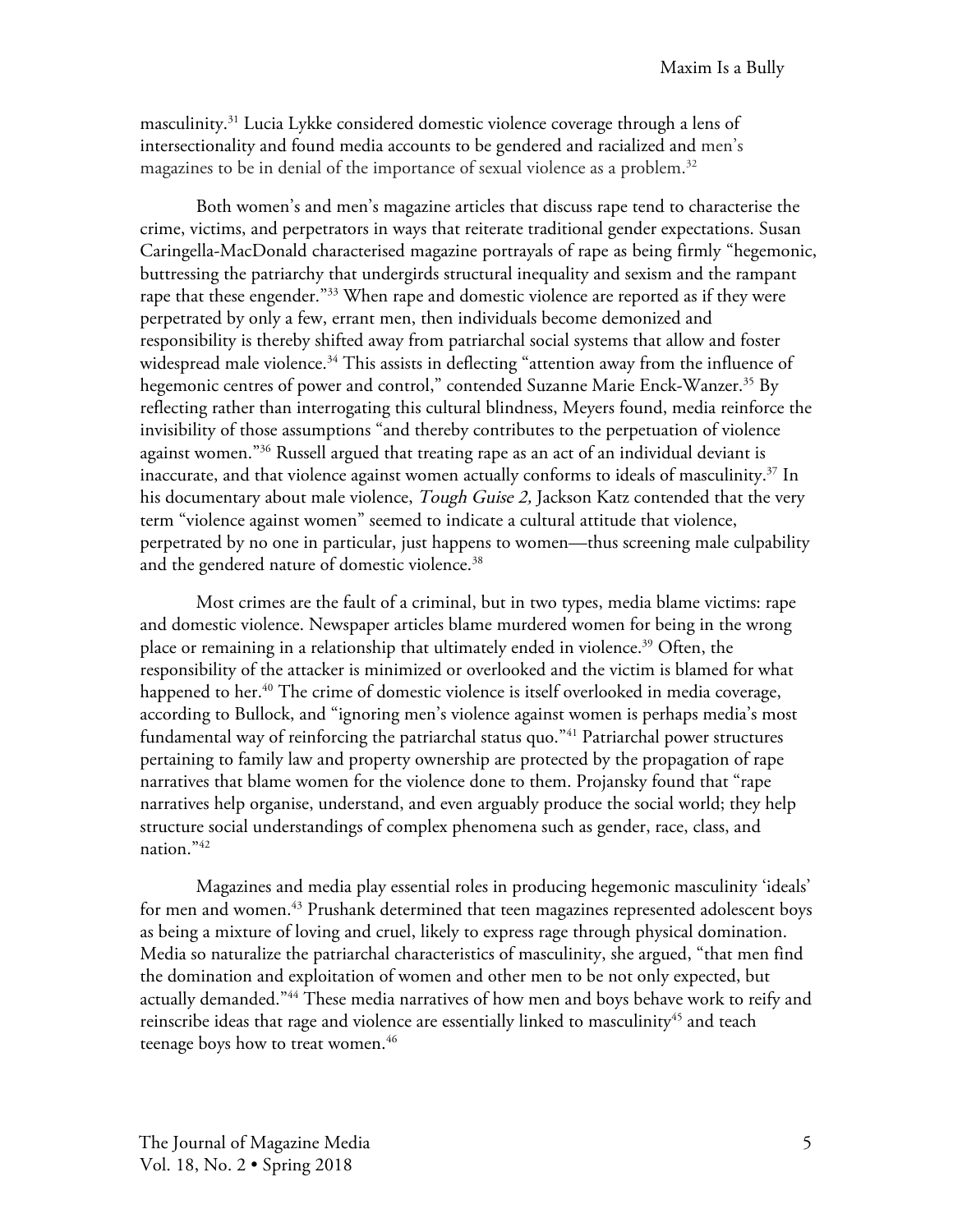masculinity.[31] Lucia Lykke considered domestic violence coverage through a lens of intersectionality and found media accounts to be gendered and racialized and men's magazines to be in denial of the importance of sexual violence as a problem.[32]

Both women's and men's magazine articles that discuss rape tend to characterise the crime, victims, and perpetrators in ways that reiterate traditional gender expectations. Susan Caringella-MacDonald characterised magazine portrayals of rape as being firmly "hegemonic, buttressing the patriarchy that undergirds structural inequality and sexism and the rampant rape that these engender."[33] When rape and domestic violence are reported as if they were perpetrated by only a few, errant men, then individuals become demonized and responsibility is thereby shifted away from patriarchal social systems that allow and foster widespread male violence.[34] This assists in deflecting "attention away from the influence of hegemonic centres of power and control," contended Suzanne Marie Enck-Wanzer.[35] By reflecting rather than interrogating this cultural blindness, Meyers found, media reinforce the invisibility of those assumptions "and thereby contributes to the perpetuation of violence against women."[36] Russell argued that treating rape as an act of an individual deviant is inaccurate, and that violence against women actually conforms to ideals of masculinity.[37] In his documentary about male violence, *Tough Guise 2,* Jackson Katz contended that the very term "violence against women" seemed to indicate a cultural attitude that violence, perpetrated by no one in particular, just happens to women—thus screening male culpability and the gendered nature of domestic violence.[38]

Most crimes are the fault of a criminal, but in two types, media blame victims: rape and domestic violence. Newspaper articles blame murdered women for being in the wrong place or remaining in a relationship that ultimately ended in violence.[39] Often, the responsibility of the attacker is minimized or overlooked and the victim is blamed for what happened to her.[40] The crime of domestic violence is itself overlooked in media coverage, according to Bullock, and "ignoring men's violence against women is perhaps media's most fundamental way of reinforcing the patriarchal status quo."[41] Patriarchal power structures pertaining to family law and property ownership are protected by the propagation of rape narratives that blame women for the violence done to them. Projansky found that "rape narratives help organise, understand, and even arguably produce the social world; they help structure social understandings of complex phenomena such as gender, race, class, and nation."[42]

Magazines and media play essential roles in producing hegemonic masculinity 'ideals' for men and women.[43] Prushank determined that teen magazines represented adolescent boys as being a mixture of loving and cruel, likely to express rage through physical domination. Media so naturalize the patriarchal characteristics of masculinity, she argued, "that men find the domination and exploitation of women and other men to be not only expected, but actually demanded."[44] These media narratives of how men and boys behave work to reify and reinscribe ideas that rage and violence are essentially linked to masculinity[45] and teach teenage boys how to treat women.[46]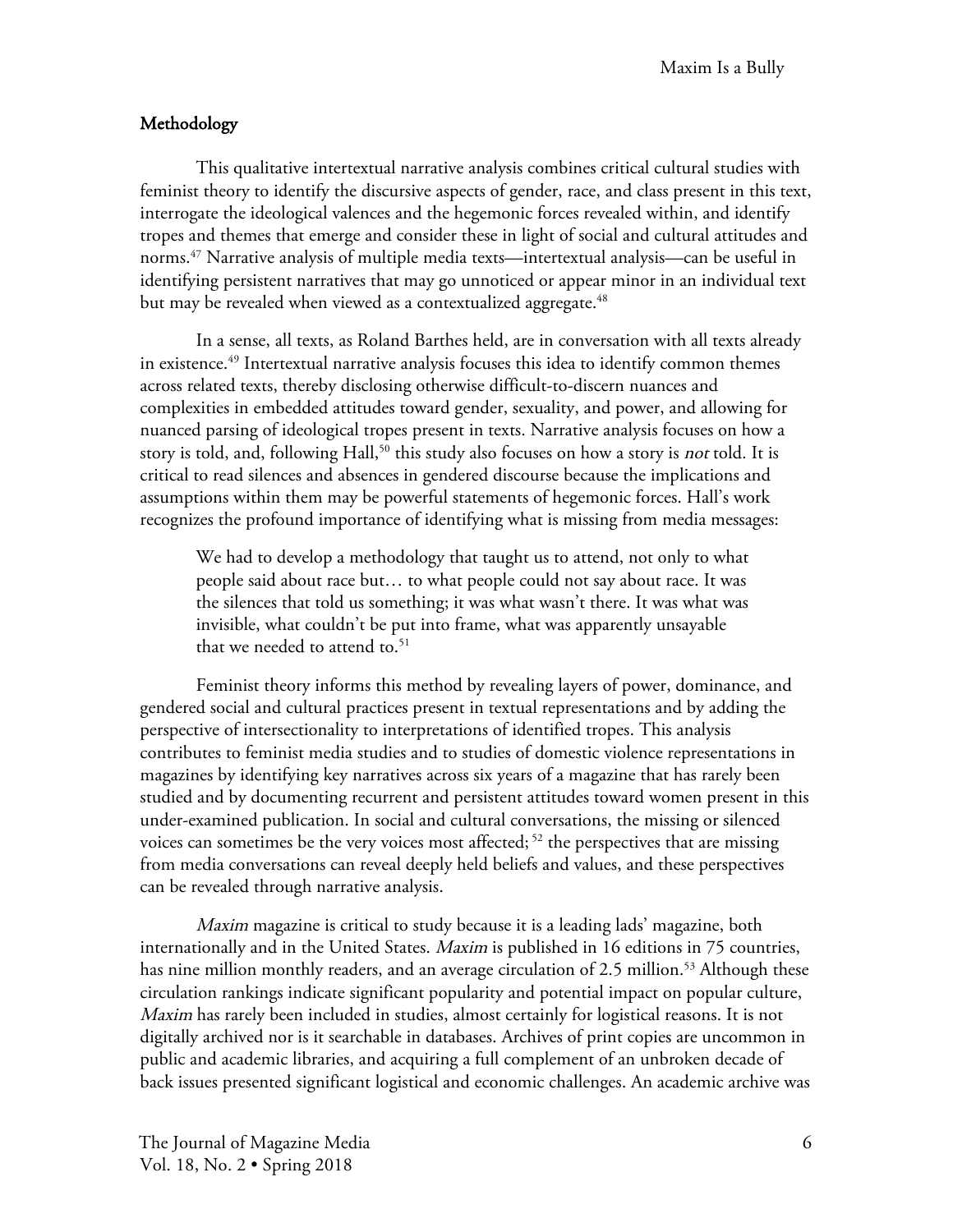## Methodology

This qualitative intertextual narrative analysis combines critical cultural studies with feminist theory to identify the discursive aspects of gender, race, and class present in this text, interrogate the ideological valences and the hegemonic forces revealed within, and identify tropes and themes that emerge and consider these in light of social and cultural attitudes and norms.[47] Narrative analysis of multiple media texts—intertextual analysis—can be useful in identifying persistent narratives that may go unnoticed or appear minor in an individual text but may be revealed when viewed as a contextualized aggregate.[48]

In a sense, all texts, as Roland Barthes held, are in conversation with all texts already in existence.[49] Intertextual narrative analysis focuses this idea to identify common themes across related texts, thereby disclosing otherwise difficult-to-discern nuances and complexities in embedded attitudes toward gender, sexuality, and power, and allowing for nuanced parsing of ideological tropes present in texts. Narrative analysis focuses on how a story is told, and, following Hall,[50] this study also focuses on how a story is *not* told. It is critical to read silences and absences in gendered discourse because the implications and assumptions within them may be powerful statements of hegemonic forces. Hall's work recognizes the profound importance of identifying what is missing from media messages:

> We had to develop a methodology that taught us to attend, not only to what people said about race but… to what people could not say about race. It was the silences that told us something; it was what wasn't there. It was what was invisible, what couldn't be put into frame, what was apparently unsayable that we needed to attend to.[51]

Feminist theory informs this method by revealing layers of power, dominance, and gendered social and cultural practices present in textual representations and by adding the perspective of intersectionality to interpretations of identified tropes. This analysis contributes to feminist media studies and to studies of domestic violence representations in magazines by identifying key narratives across six years of a magazine that has rarely been studied and by documenting recurrent and persistent attitudes toward women present in this under-examined publication. In social and cultural conversations, the missing or silenced voices can sometimes be the very voices most affected; [52] the perspectives that are missing from media conversations can reveal deeply held beliefs and values, and these perspectives can be revealed through narrative analysis.

*Maxim* magazine is critical to study because it is a leading lads' magazine, both internationally and in the United States. *Maxim* is published in 16 editions in 75 countries, has nine million monthly readers, and an average circulation of 2.5 million.[53] Although these circulation rankings indicate significant popularity and potential impact on popular culture, *Maxim* has rarely been included in studies, almost certainly for logistical reasons. It is not digitally archived nor is it searchable in databases. Archives of print copies are uncommon in public and academic libraries, and acquiring a full complement of an unbroken decade of back issues presented significant logistical and economic challenges. An academic archive was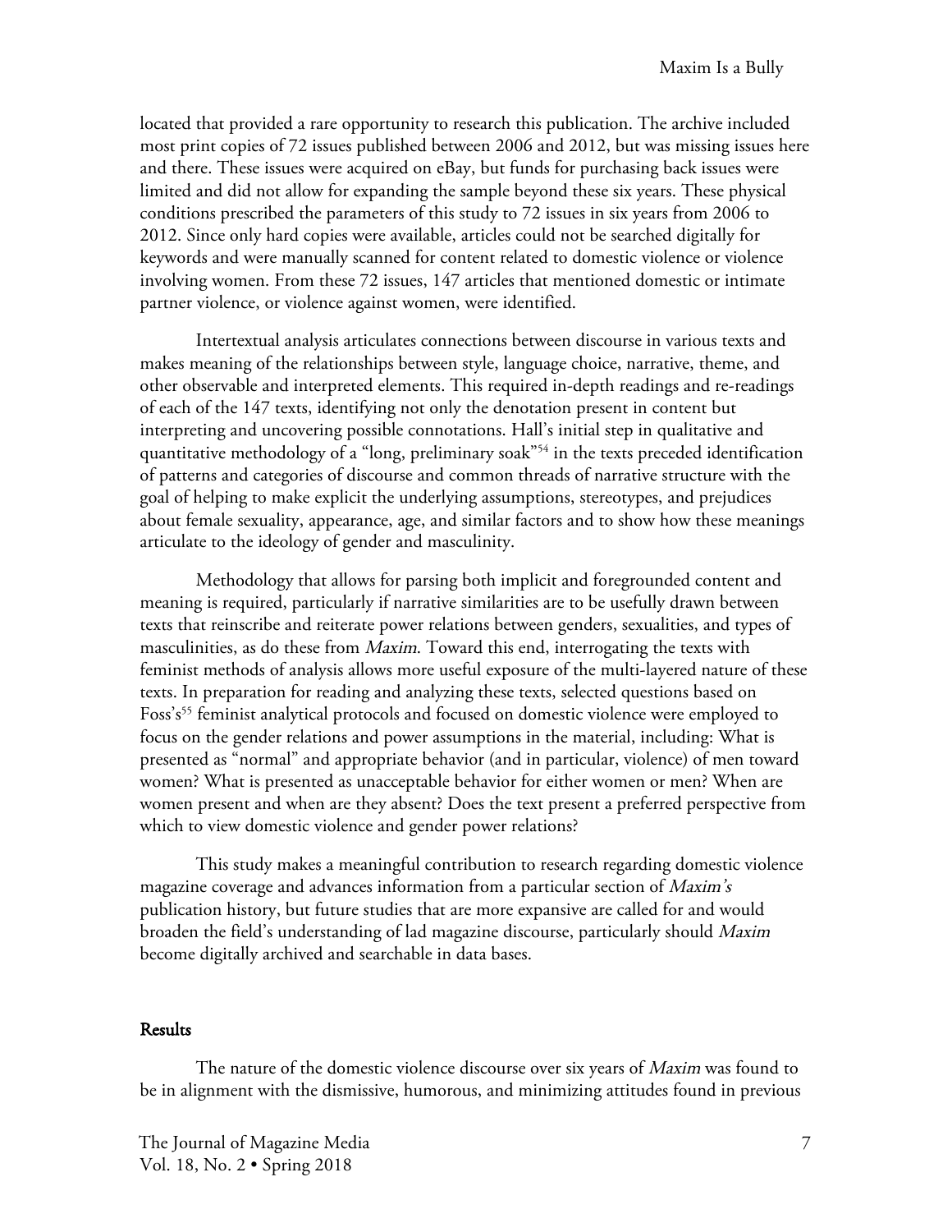located that provided a rare opportunity to research this publication. The archive included most print copies of 72 issues published between 2006 and 2012, but was missing issues here and there. These issues were acquired on eBay, but funds for purchasing back issues were limited and did not allow for expanding the sample beyond these six years. These physical conditions prescribed the parameters of this study to 72 issues in six years from 2006 to 2012. Since only hard copies were available, articles could not be searched digitally for keywords and were manually scanned for content related to domestic violence or violence involving women. From these 72 issues, 147 articles that mentioned domestic or intimate partner violence, or violence against women, were identified.

Intertextual analysis articulates connections between discourse in various texts and makes meaning of the relationships between style, language choice, narrative, theme, and other observable and interpreted elements. This required in-depth readings and re-readings of each of the 147 texts, identifying not only the denotation present in content but interpreting and uncovering possible connotations. Hall's initial step in qualitative and quantitative methodology of a "long, preliminary soak"[54] in the texts preceded identification of patterns and categories of discourse and common threads of narrative structure with the goal of helping to make explicit the underlying assumptions, stereotypes, and prejudices about female sexuality, appearance, age, and similar factors and to show how these meanings articulate to the ideology of gender and masculinity.

Methodology that allows for parsing both implicit and foregrounded content and meaning is required, particularly if narrative similarities are to be usefully drawn between texts that reinscribe and reiterate power relations between genders, sexualities, and types of masculinities, as do these from *Maxim*. Toward this end, interrogating the texts with feminist methods of analysis allows more useful exposure of the multi-layered nature of these texts. In preparation for reading and analyzing these texts, selected questions based on Foss's[55] feminist analytical protocols and focused on domestic violence were employed to focus on the gender relations and power assumptions in the material, including: What is presented as "normal" and appropriate behavior (and in particular, violence) of men toward women? What is presented as unacceptable behavior for either women or men? When are women present and when are they absent? Does the text present a preferred perspective from which to view domestic violence and gender power relations?

This study makes a meaningful contribution to research regarding domestic violence magazine coverage and advances information from a particular section of *Maxim's* publication history, but future studies that are more expansive are called for and would broaden the field's understanding of lad magazine discourse, particularly should *Maxim* become digitally archived and searchable in data bases.

## Results

The nature of the domestic violence discourse over six years of *Maxim* was found to be in alignment with the dismissive, humorous, and minimizing attitudes found in previous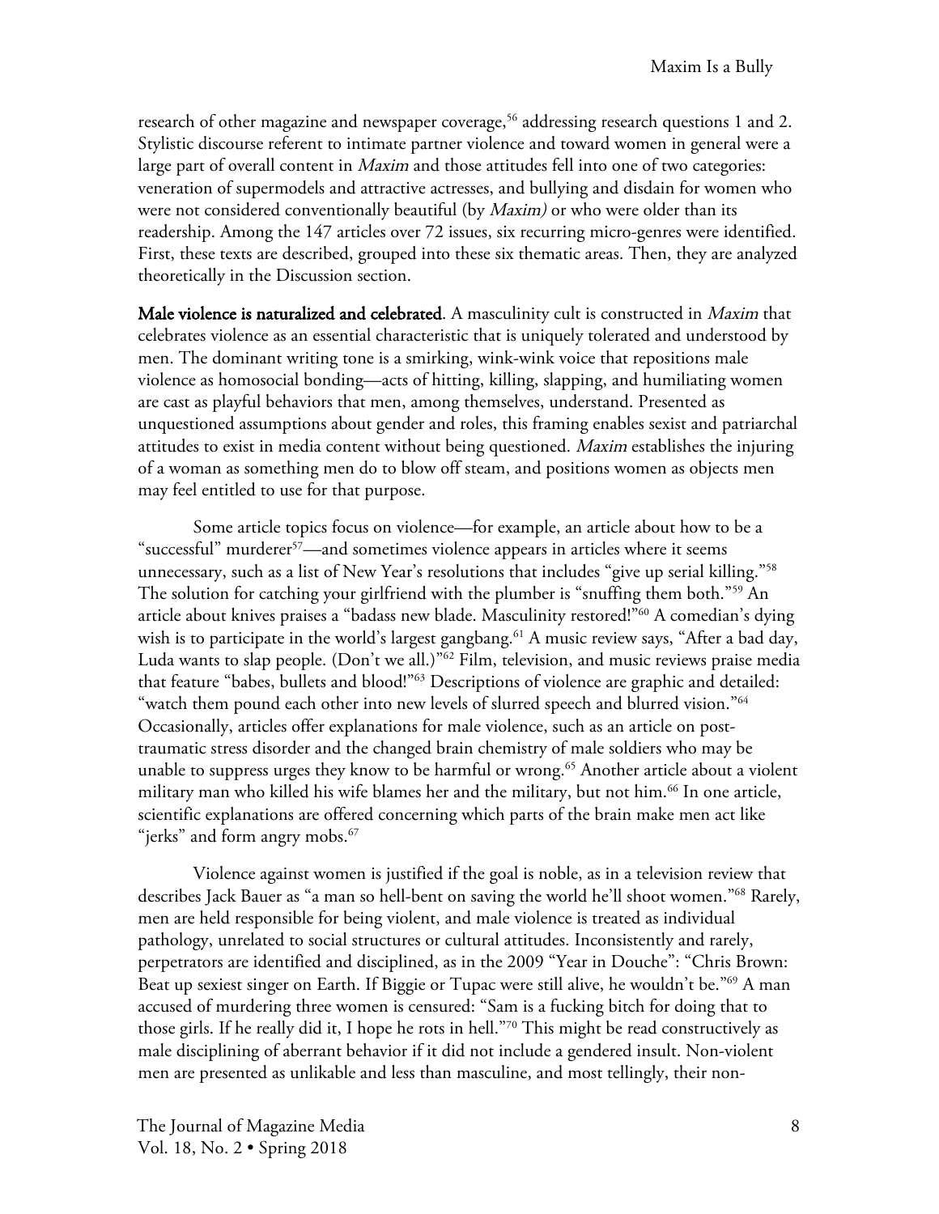research of other magazine and newspaper coverage,[56] addressing research questions 1 and 2. Stylistic discourse referent to intimate partner violence and toward women in general were a large part of overall content in *Maxim* and those attitudes fell into one of two categories: veneration of supermodels and attractive actresses, and bullying and disdain for women who were not considered conventionally beautiful (by *Maxim)* or who were older than its readership. Among the 147 articles over 72 issues, six recurring micro-genres were identified. First, these texts are described, grouped into these six thematic areas. Then, they are analyzed theoretically in the Discussion section.

**Male violence is naturalized and celebrated**. A masculinity cult is constructed in *Maxim* that celebrates violence as an essential characteristic that is uniquely tolerated and understood by men. The dominant writing tone is a smirking, wink-wink voice that repositions male violence as homosocial bonding—acts of hitting, killing, slapping, and humiliating women are cast as playful behaviors that men, among themselves, understand. Presented as unquestioned assumptions about gender and roles, this framing enables sexist and patriarchal attitudes to exist in media content without being questioned. *Maxim* establishes the injuring of a woman as something men do to blow off steam, and positions women as objects men may feel entitled to use for that purpose.

Some article topics focus on violence—for example, an article about how to be a "successful" murderer[57]—and sometimes violence appears in articles where it seems unnecessary, such as a list of New Year's resolutions that includes "give up serial killing."[58] The solution for catching your girlfriend with the plumber is "snuffing them both."[59] An article about knives praises a "badass new blade. Masculinity restored!"[60] A comedian's dying wish is to participate in the world's largest gangbang.[61] A music review says, "After a bad day, Luda wants to slap people. (Don't we all.)"[62] Film, television, and music reviews praise media that feature "babes, bullets and blood!"[63] Descriptions of violence are graphic and detailed: "watch them pound each other into new levels of slurred speech and blurred vision."[64] Occasionally, articles offer explanations for male violence, such as an article on post-traumatic stress disorder and the changed brain chemistry of male soldiers who may be unable to suppress urges they know to be harmful or wrong.[65] Another article about a violent military man who killed his wife blames her and the military, but not him.[66] In one article, scientific explanations are offered concerning which parts of the brain make men act like "jerks" and form angry mobs.[67]

Violence against women is justified if the goal is noble, as in a television review that describes Jack Bauer as "a man so hell-bent on saving the world he'll shoot women."[68] Rarely, men are held responsible for being violent, and male violence is treated as individual pathology, unrelated to social structures or cultural attitudes. Inconsistently and rarely, perpetrators are identified and disciplined, as in the 2009 "Year in Douche": "Chris Brown: Beat up sexiest singer on Earth. If Biggie or Tupac were still alive, he wouldn't be."[69] A man accused of murdering three women is censured: "Sam is a fucking bitch for doing that to those girls. If he really did it, I hope he rots in hell."[70] This might be read constructively as male disciplining of aberrant behavior if it did not include a gendered insult. Non-violent men are presented as unlikable and less than masculine, and most tellingly, their non-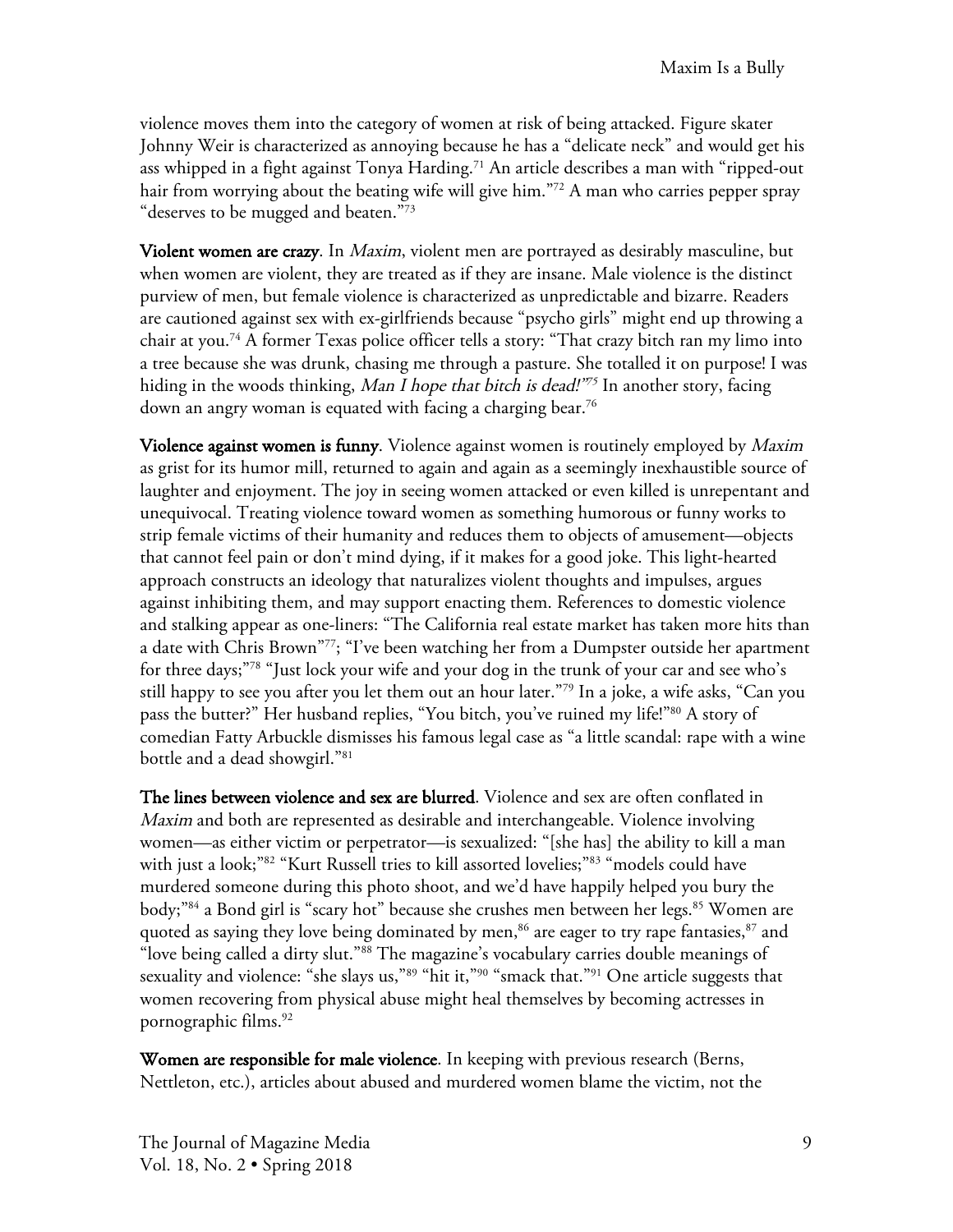violence moves them into the category of women at risk of being attacked. Figure skater Johnny Weir is characterized as annoying because he has a "delicate neck" and would get his ass whipped in a fight against Tonya Harding.[71] An article describes a man with "ripped-out hair from worrying about the beating wife will give him."[72] A man who carries pepper spray "deserves to be mugged and beaten."[73]

**Violent women are crazy**. In *Maxim*, violent men are portrayed as desirably masculine, but when women are violent, they are treated as if they are insane. Male violence is the distinct purview of men, but female violence is characterized as unpredictable and bizarre. Readers are cautioned against sex with ex-girlfriends because "psycho girls" might end up throwing a chair at you.[74] A former Texas police officer tells a story: "That crazy bitch ran my limo into a tree because she was drunk, chasing me through a pasture. She totalled it on purpose! I was hiding in the woods thinking, *Man I hope that bitch is dead!*"[75] In another story, facing down an angry woman is equated with facing a charging bear.[76]

**Violence against women is funny**. Violence against women is routinely employed by *Maxim* as grist for its humor mill, returned to again and again as a seemingly inexhaustible source of laughter and enjoyment. The joy in seeing women attacked or even killed is unrepentant and unequivocal. Treating violence toward women as something humorous or funny works to strip female victims of their humanity and reduces them to objects of amusement—objects that cannot feel pain or don't mind dying, if it makes for a good joke. This light-hearted approach constructs an ideology that naturalizes violent thoughts and impulses, argues against inhibiting them, and may support enacting them. References to domestic violence and stalking appear as one-liners: "The California real estate market has taken more hits than a date with Chris Brown"[77]; "I've been watching her from a Dumpster outside her apartment for three days;"[78] "Just lock your wife and your dog in the trunk of your car and see who's still happy to see you after you let them out an hour later."[79] In a joke, a wife asks, "Can you pass the butter?" Her husband replies, "You bitch, you've ruined my life!"[80] A story of comedian Fatty Arbuckle dismisses his famous legal case as "a little scandal: rape with a wine bottle and a dead showgirl."[81]

**The lines between violence and sex are blurred**. Violence and sex are often conflated in *Maxim* and both are represented as desirable and interchangeable. Violence involving women—as either victim or perpetrator—is sexualized: "[she has] the ability to kill a man with just a look;"[82] "Kurt Russell tries to kill assorted lovelies;"[83] "models could have murdered someone during this photo shoot, and we'd have happily helped you bury the body;"[84] a Bond girl is "scary hot" because she crushes men between her legs.[85] Women are quoted as saying they love being dominated by men,[86] are eager to try rape fantasies,[87] and "love being called a dirty slut."[88] The magazine's vocabulary carries double meanings of sexuality and violence: "she slays us,"[89] "hit it,"[90] "smack that."[91] One article suggests that women recovering from physical abuse might heal themselves by becoming actresses in pornographic films.[92]

**Women are responsible for male violence**. In keeping with previous research (Berns, Nettleton, etc.), articles about abused and murdered women blame the victim, not the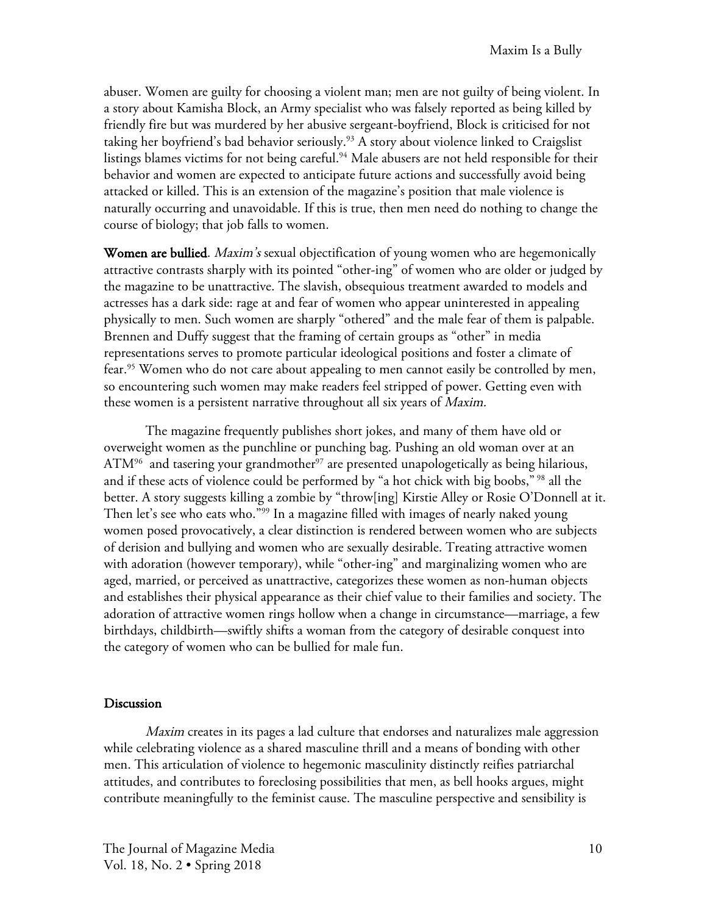abuser. Women are guilty for choosing a violent man; men are not guilty of being violent. In a story about Kamisha Block, an Army specialist who was falsely reported as being killed by friendly fire but was murdered by her abusive sergeant-boyfriend, Block is criticised for not taking her boyfriend's bad behavior seriously.[93] A story about violence linked to Craigslist listings blames victims for not being careful.[94] Male abusers are not held responsible for their behavior and women are expected to anticipate future actions and successfully avoid being attacked or killed. This is an extension of the magazine's position that male violence is naturally occurring and unavoidable. If this is true, then men need do nothing to change the course of biology; that job falls to women.

**Women are bullied**. *Maxim's* sexual objectification of young women who are hegemonically attractive contrasts sharply with its pointed "other-ing" of women who are older or judged by the magazine to be unattractive. The slavish, obsequious treatment awarded to models and actresses has a dark side: rage at and fear of women who appear uninterested in appealing physically to men. Such women are sharply "othered" and the male fear of them is palpable. Brennen and Duffy suggest that the framing of certain groups as "other" in media representations serves to promote particular ideological positions and foster a climate of fear.[95] Women who do not care about appealing to men cannot easily be controlled by men, so encountering such women may make readers feel stripped of power. Getting even with these women is a persistent narrative throughout all six years of *Maxim*.

The magazine frequently publishes short jokes, and many of them have old or overweight women as the punchline or punching bag. Pushing an old woman over at an ATM[96] and tasering your grandmother[97] are presented unapologetically as being hilarious, and if these acts of violence could be performed by "a hot chick with big boobs," [98] all the better. A story suggests killing a zombie by "throw[ing] Kirstie Alley or Rosie O'Donnell at it. Then let's see who eats who."[99] In a magazine filled with images of nearly naked young women posed provocatively, a clear distinction is rendered between women who are subjects of derision and bullying and women who are sexually desirable. Treating attractive women with adoration (however temporary), while "other-ing" and marginalizing women who are aged, married, or perceived as unattractive, categorizes these women as non-human objects and establishes their physical appearance as their chief value to their families and society. The adoration of attractive women rings hollow when a change in circumstance—marriage, a few birthdays, childbirth—swiftly shifts a woman from the category of desirable conquest into the category of women who can be bullied for male fun.

## Discussion

*Maxim* creates in its pages a lad culture that endorses and naturalizes male aggression while celebrating violence as a shared masculine thrill and a means of bonding with other men. This articulation of violence to hegemonic masculinity distinctly reifies patriarchal attitudes, and contributes to foreclosing possibilities that men, as bell hooks argues, might contribute meaningfully to the feminist cause. The masculine perspective and sensibility is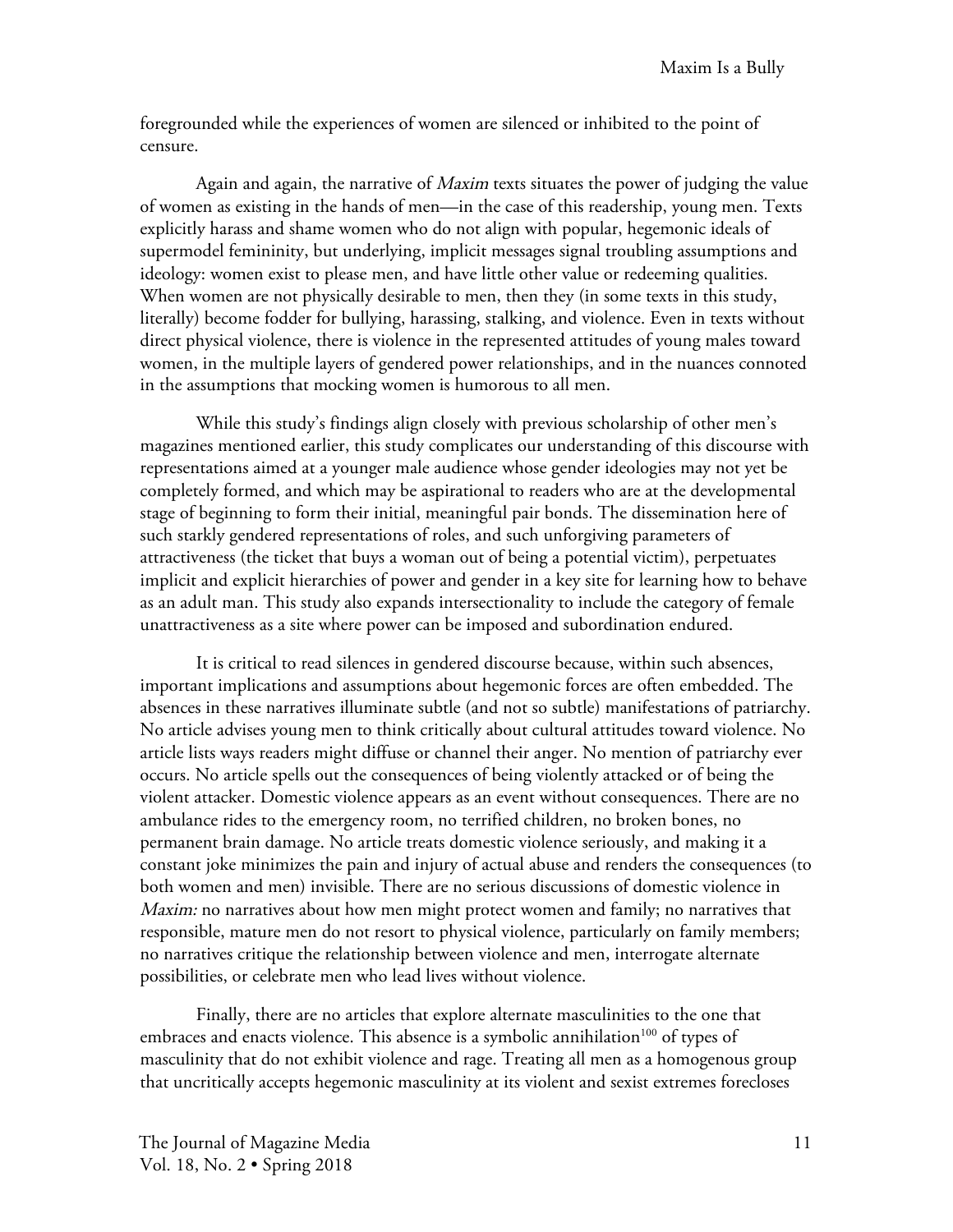foregrounded while the experiences of women are silenced or inhibited to the point of censure.

Again and again, the narrative of *Maxim* texts situates the power of judging the value of women as existing in the hands of men—in the case of this readership, young men. Texts explicitly harass and shame women who do not align with popular, hegemonic ideals of supermodel femininity, but underlying, implicit messages signal troubling assumptions and ideology: women exist to please men, and have little other value or redeeming qualities. When women are not physically desirable to men, then they (in some texts in this study, literally) become fodder for bullying, harassing, stalking, and violence. Even in texts without direct physical violence, there is violence in the represented attitudes of young males toward women, in the multiple layers of gendered power relationships, and in the nuances connoted in the assumptions that mocking women is humorous to all men.

While this study's findings align closely with previous scholarship of other men's magazines mentioned earlier, this study complicates our understanding of this discourse with representations aimed at a younger male audience whose gender ideologies may not yet be completely formed, and which may be aspirational to readers who are at the developmental stage of beginning to form their initial, meaningful pair bonds. The dissemination here of such starkly gendered representations of roles, and such unforgiving parameters of attractiveness (the ticket that buys a woman out of being a potential victim), perpetuates implicit and explicit hierarchies of power and gender in a key site for learning how to behave as an adult man. This study also expands intersectionality to include the category of female unattractiveness as a site where power can be imposed and subordination endured.

It is critical to read silences in gendered discourse because, within such absences, important implications and assumptions about hegemonic forces are often embedded. The absences in these narratives illuminate subtle (and not so subtle) manifestations of patriarchy. No article advises young men to think critically about cultural attitudes toward violence. No article lists ways readers might diffuse or channel their anger. No mention of patriarchy ever occurs. No article spells out the consequences of being violently attacked or of being the violent attacker. Domestic violence appears as an event without consequences. There are no ambulance rides to the emergency room, no terrified children, no broken bones, no permanent brain damage. No article treats domestic violence seriously, and making it a constant joke minimizes the pain and injury of actual abuse and renders the consequences (to both women and men) invisible. There are no serious discussions of domestic violence in *Maxim:* no narratives about how men might protect women and family; no narratives that responsible, mature men do not resort to physical violence, particularly on family members; no narratives critique the relationship between violence and men, interrogate alternate possibilities, or celebrate men who lead lives without violence.

Finally, there are no articles that explore alternate masculinities to the one that embraces and enacts violence. This absence is a symbolic annihilation[100] of types of masculinity that do not exhibit violence and rage. Treating all men as a homogenous group that uncritically accepts hegemonic masculinity at its violent and sexist extremes forecloses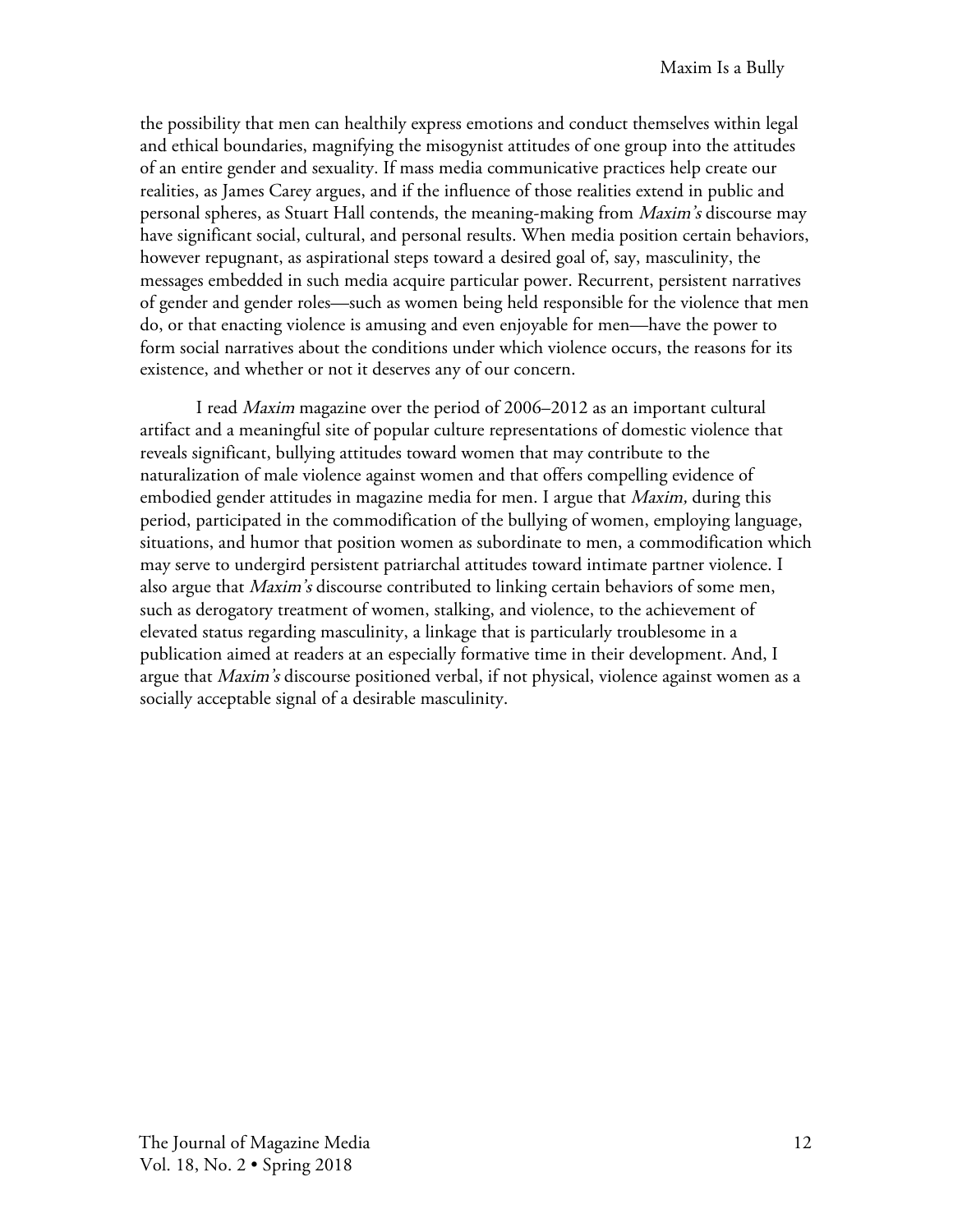the possibility that men can healthily express emotions and conduct themselves within legal and ethical boundaries, magnifying the misogynist attitudes of one group into the attitudes of an entire gender and sexuality. If mass media communicative practices help create our realities, as James Carey argues, and if the influence of those realities extend in public and personal spheres, as Stuart Hall contends, the meaning-making from *Maxim's* discourse may have significant social, cultural, and personal results. When media position certain behaviors, however repugnant, as aspirational steps toward a desired goal of, say, masculinity, the messages embedded in such media acquire particular power. Recurrent, persistent narratives of gender and gender roles—such as women being held responsible for the violence that men do, or that enacting violence is amusing and even enjoyable for men—have the power to form social narratives about the conditions under which violence occurs, the reasons for its existence, and whether or not it deserves any of our concern.

I read *Maxim* magazine over the period of 2006–2012 as an important cultural artifact and a meaningful site of popular culture representations of domestic violence that reveals significant, bullying attitudes toward women that may contribute to the naturalization of male violence against women and that offers compelling evidence of embodied gender attitudes in magazine media for men. I argue that *Maxim,* during this period, participated in the commodification of the bullying of women, employing language, situations, and humor that position women as subordinate to men, a commodification which may serve to undergird persistent patriarchal attitudes toward intimate partner violence. I also argue that *Maxim's* discourse contributed to linking certain behaviors of some men, such as derogatory treatment of women, stalking, and violence, to the achievement of elevated status regarding masculinity, a linkage that is particularly troublesome in a publication aimed at readers at an especially formative time in their development. And, I argue that *Maxim's* discourse positioned verbal, if not physical, violence against women as a socially acceptable signal of a desirable masculinity.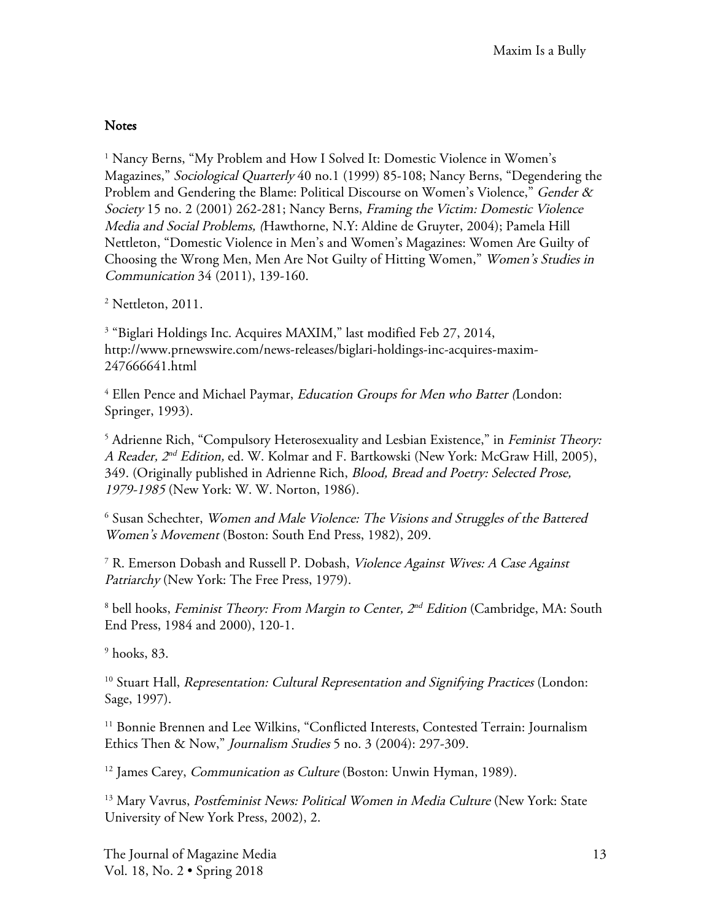**Notes**

[1] Nancy Berns, "My Problem and How I Solved It: Domestic Violence in Women's Magazines," *Sociological Quarterly* 40 no.1 (1999) 85-108; Nancy Berns, "Degendering the Problem and Gendering the Blame: Political Discourse on Women's Violence," *Gender & Society* 15 no. 2 (2001) 262-281; Nancy Berns, *Framing the Victim: Domestic Violence Media and Social Problems, (*Hawthorne, N.Y: Aldine de Gruyter, 2004); Pamela Hill Nettleton, "Domestic Violence in Men's and Women's Magazines: Women Are Guilty of Choosing the Wrong Men, Men Are Not Guilty of Hitting Women," *Women's Studies in Communication* 34 (2011), 139-160.

[2] Nettleton, 2011.

[3] "Biglari Holdings Inc. Acquires MAXIM," last modified Feb 27, 2014, http://www.prnewswire.com/news-releases/biglari-holdings-inc-acquires-maxim-247666641.html

[4] Ellen Pence and Michael Paymar, *Education Groups for Men who Batter (*London: Springer, 1993).

[5] Adrienne Rich, "Compulsory Heterosexuality and Lesbian Existence," in *Feminist Theory: A Reader, 2nd Edition,* ed. W. Kolmar and F. Bartkowski (New York: McGraw Hill, 2005), 349. (Originally published in Adrienne Rich, *Blood, Bread and Poetry: Selected Prose, 1979-1985* (New York: W. W. Norton, 1986).

[6] Susan Schechter, *Women and Male Violence: The Visions and Struggles of the Battered Women's Movement* (Boston: South End Press, 1982), 209.

[7] R. Emerson Dobash and Russell P. Dobash, *Violence Against Wives: A Case Against Patriarchy* (New York: The Free Press, 1979).

[8] bell hooks, *Feminist Theory: From Margin to Center, 2nd Edition* (Cambridge, MA: South End Press, 1984 and 2000), 120-1.

[9] hooks, 83.

[10] Stuart Hall, *Representation: Cultural Representation and Signifying Practices* (London: Sage, 1997).

[11] Bonnie Brennen and Lee Wilkins, "Conflicted Interests, Contested Terrain: Journalism Ethics Then & Now," *Journalism Studies* 5 no. 3 (2004): 297-309.

[12] James Carey, *Communication as Culture* (Boston: Unwin Hyman, 1989).

[13] Mary Vavrus, *Postfeminist News: Political Women in Media Culture* (New York: State University of New York Press, 2002), 2.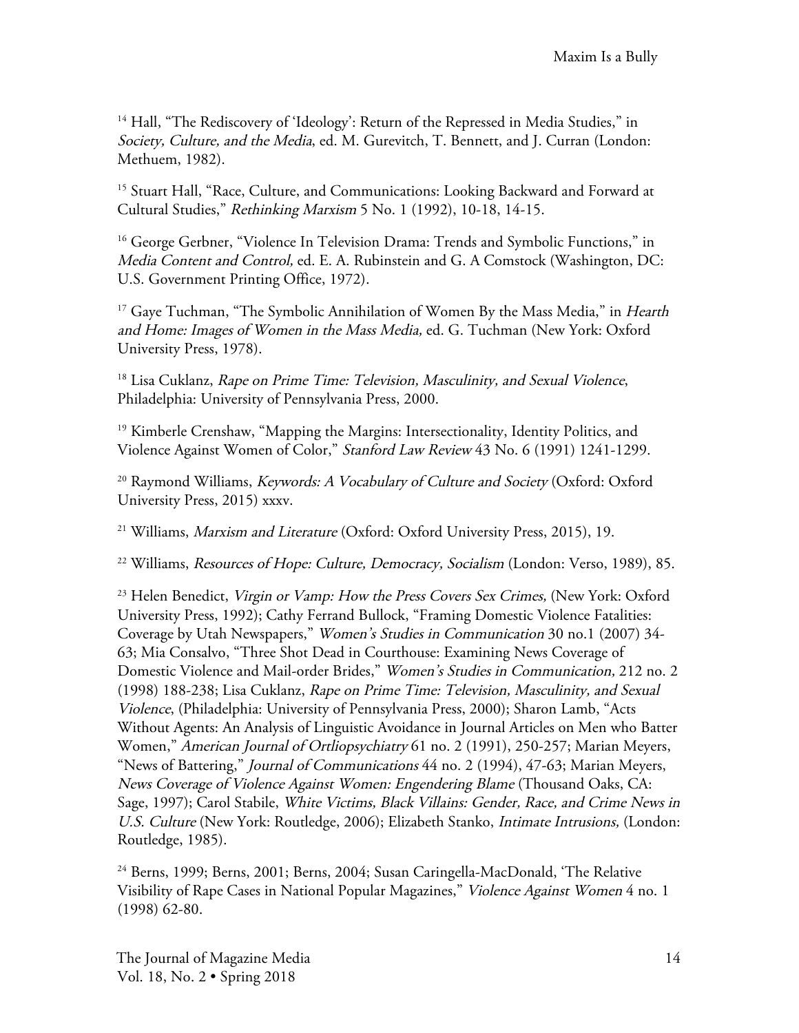[14] Hall, "The Rediscovery of 'Ideology': Return of the Repressed in Media Studies," in *Society, Culture, and the Media*, ed. M. Gurevitch, T. Bennett, and J. Curran (London: Methuem, 1982).

[15] Stuart Hall, "Race, Culture, and Communications: Looking Backward and Forward at Cultural Studies," *Rethinking Marxism* 5 No. 1 (1992), 10-18, 14-15.

[16] George Gerbner, "Violence In Television Drama: Trends and Symbolic Functions," in *Media Content and Control,* ed. E. A. Rubinstein and G. A Comstock (Washington, DC: U.S. Government Printing Office, 1972).

[17] Gaye Tuchman, "The Symbolic Annihilation of Women By the Mass Media," in *Hearth and Home: Images of Women in the Mass Media,* ed. G. Tuchman (New York: Oxford University Press, 1978).

[18] Lisa Cuklanz, *Rape on Prime Time: Television, Masculinity, and Sexual Violence*, Philadelphia: University of Pennsylvania Press, 2000.

[19] Kimberle Crenshaw, "Mapping the Margins: Intersectionality, Identity Politics, and Violence Against Women of Color," *Stanford Law Review* 43 No. 6 (1991) 1241-1299.

[20] Raymond Williams, *Keywords: A Vocabulary of Culture and Society* (Oxford: Oxford University Press, 2015) xxxv.

[21] Williams, *Marxism and Literature* (Oxford: Oxford University Press, 2015), 19.

[22] Williams, *Resources of Hope: Culture, Democracy, Socialism* (London: Verso, 1989), 85.

[23] Helen Benedict, *Virgin or Vamp: How the Press Covers Sex Crimes,* (New York: Oxford University Press, 1992); Cathy Ferrand Bullock, "Framing Domestic Violence Fatalities: Coverage by Utah Newspapers," *Women's Studies in Communication* 30 no.1 (2007) 34-63; Mia Consalvo, "Three Shot Dead in Courthouse: Examining News Coverage of Domestic Violence and Mail-order Brides," *Women's Studies in Communication,* 212 no. 2 (1998) 188-238; Lisa Cuklanz, *Rape on Prime Time: Television, Masculinity, and Sexual Violence*, (Philadelphia: University of Pennsylvania Press, 2000); Sharon Lamb, "Acts Without Agents: An Analysis of Linguistic Avoidance in Journal Articles on Men who Batter Women," *American Journal of Ortliopsychiatry* 61 no. 2 (1991), 250-257; Marian Meyers, "News of Battering," *Journal of Communications* 44 no. 2 (1994), 47-63; Marian Meyers, *News Coverage of Violence Against Women: Engendering Blame* (Thousand Oaks, CA: Sage, 1997); Carol Stabile, *White Victims, Black Villains: Gender, Race, and Crime News in U.S. Culture* (New York: Routledge, 2006); Elizabeth Stanko, *Intimate Intrusions,* (London: Routledge, 1985).

[24] Berns, 1999; Berns, 2001; Berns, 2004; Susan Caringella-MacDonald, 'The Relative Visibility of Rape Cases in National Popular Magazines," *Violence Against Women* 4 no. 1 (1998) 62-80.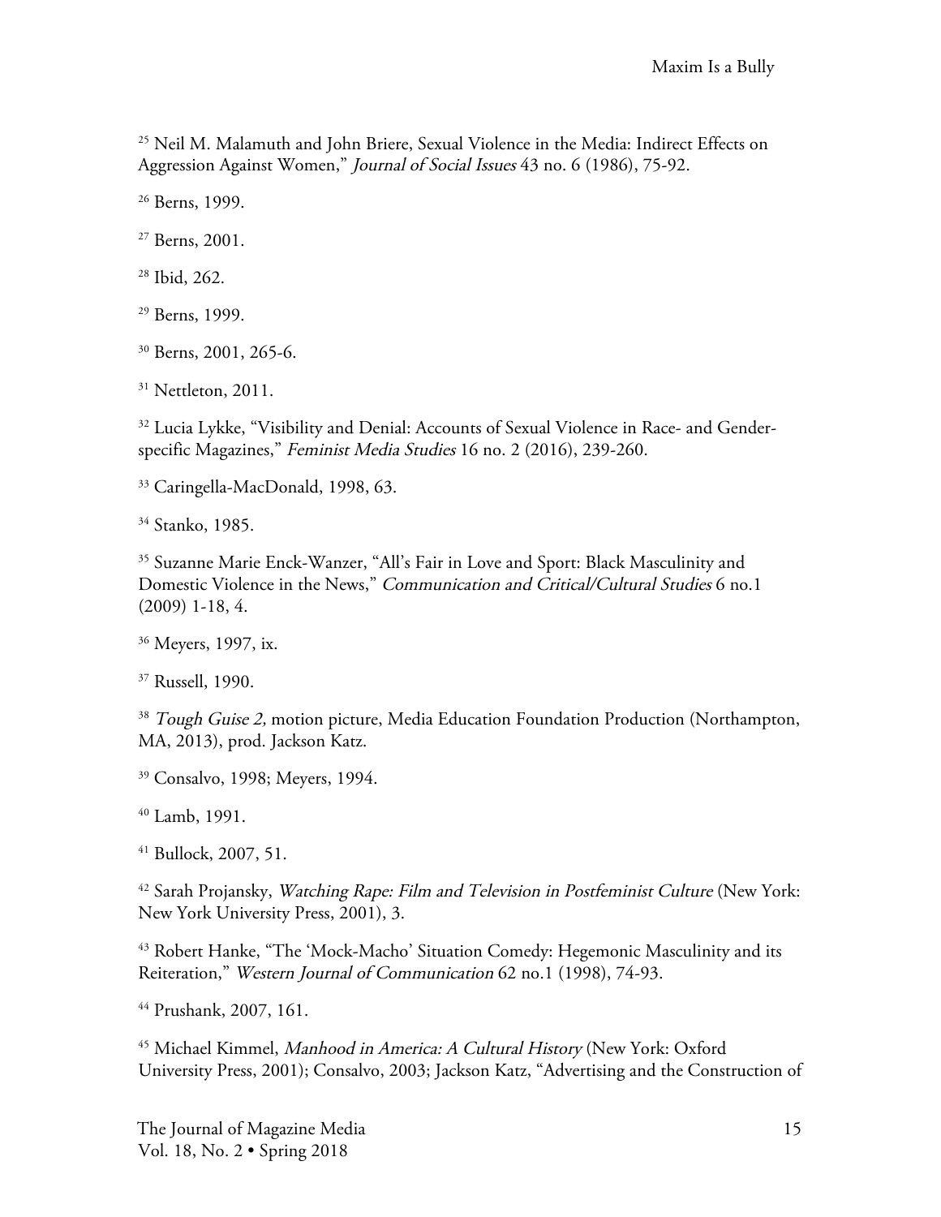[25] Neil M. Malamuth and John Briere, Sexual Violence in the Media: Indirect Effects on Aggression Against Women," *Journal of Social Issues* 43 no. 6 (1986), 75-92.

[26] Berns, 1999.

[27] Berns, 2001.

[28] Ibid, 262.

[29] Berns, 1999.

[30] Berns, 2001, 265-6.

[31] Nettleton, 2011.

[32] Lucia Lykke, "Visibility and Denial: Accounts of Sexual Violence in Race- and Gender-specific Magazines," *Feminist Media Studies* 16 no. 2 (2016), 239-260.

[33] Caringella-MacDonald, 1998, 63.

[34] Stanko, 1985.

[35] Suzanne Marie Enck-Wanzer, "All's Fair in Love and Sport: Black Masculinity and Domestic Violence in the News," *Communication and Critical/Cultural Studies* 6 no.1 (2009) 1-18, 4.

[36] Meyers, 1997, ix.

[37] Russell, 1990.

[38] *Tough Guise 2,* motion picture, Media Education Foundation Production (Northampton, MA, 2013), prod. Jackson Katz.

[39] Consalvo, 1998; Meyers, 1994.

[40] Lamb, 1991.

[41] Bullock, 2007, 51.

[42] Sarah Projansky, *Watching Rape: Film and Television in Postfeminist Culture* (New York: New York University Press, 2001), 3.

[43] Robert Hanke, "The 'Mock-Macho' Situation Comedy: Hegemonic Masculinity and its Reiteration," *Western Journal of Communication* 62 no.1 (1998), 74-93.

[44] Prushank, 2007, 161.

[45] Michael Kimmel, *Manhood in America: A Cultural History* (New York: Oxford University Press, 2001); Consalvo, 2003; Jackson Katz, "Advertising and the Construction of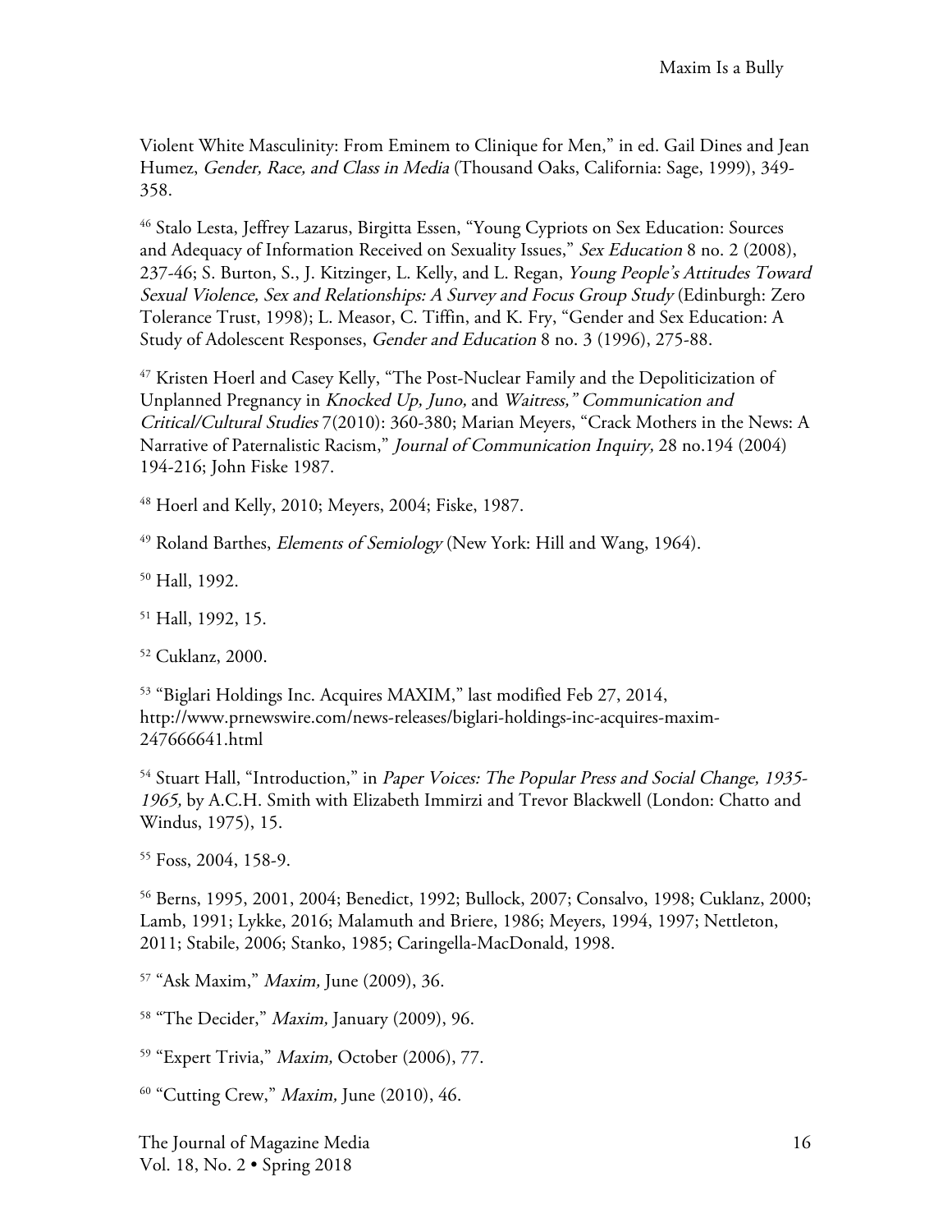Violent White Masculinity: From Eminem to Clinique for Men," in ed. Gail Dines and Jean Humez, *Gender, Race, and Class in Media* (Thousand Oaks, California: Sage, 1999), 349-358.

[46] Stalo Lesta, Jeffrey Lazarus, Birgitta Essen, "Young Cypriots on Sex Education: Sources and Adequacy of Information Received on Sexuality Issues," *Sex Education* 8 no. 2 (2008), 237-46; S. Burton, S., J. Kitzinger, L. Kelly, and L. Regan, *Young People's Attitudes Toward Sexual Violence, Sex and Relationships: A Survey and Focus Group Study* (Edinburgh: Zero Tolerance Trust, 1998); L. Measor, C. Tiffin, and K. Fry, "Gender and Sex Education: A Study of Adolescent Responses, *Gender and Education* 8 no. 3 (1996), 275-88.

[47] Kristen Hoerl and Casey Kelly, "The Post-Nuclear Family and the Depoliticization of Unplanned Pregnancy in *Knocked Up, Juno,* and *Waitress," Communication and Critical/Cultural Studies* 7(2010): 360-380; Marian Meyers, "Crack Mothers in the News: A Narrative of Paternalistic Racism," *Journal of Communication Inquiry,* 28 no.194 (2004) 194-216; John Fiske 1987.

[48] Hoerl and Kelly, 2010; Meyers, 2004; Fiske, 1987.

[49] Roland Barthes, *Elements of Semiology* (New York: Hill and Wang, 1964).

[50] Hall, 1992.

[51] Hall, 1992, 15.

[52] Cuklanz, 2000.

[53] "Biglari Holdings Inc. Acquires MAXIM," last modified Feb 27, 2014, http://www.prnewswire.com/news-releases/biglari-holdings-inc-acquires-maxim-247666641.html

[54] Stuart Hall, "Introduction," in *Paper Voices: The Popular Press and Social Change, 1935-1965,* by A.C.H. Smith with Elizabeth Immirzi and Trevor Blackwell (London: Chatto and Windus, 1975), 15.

[55] Foss, 2004, 158-9.

[56] Berns, 1995, 2001, 2004; Benedict, 1992; Bullock, 2007; Consalvo, 1998; Cuklanz, 2000; Lamb, 1991; Lykke, 2016; Malamuth and Briere, 1986; Meyers, 1994, 1997; Nettleton, 2011; Stabile, 2006; Stanko, 1985; Caringella-MacDonald, 1998.

[57] "Ask Maxim," *Maxim,* June (2009), 36.

[58] "The Decider," *Maxim,* January (2009), 96.

[59] "Expert Trivia," *Maxim,* October (2006), 77.

[60] "Cutting Crew," *Maxim,* June (2010), 46.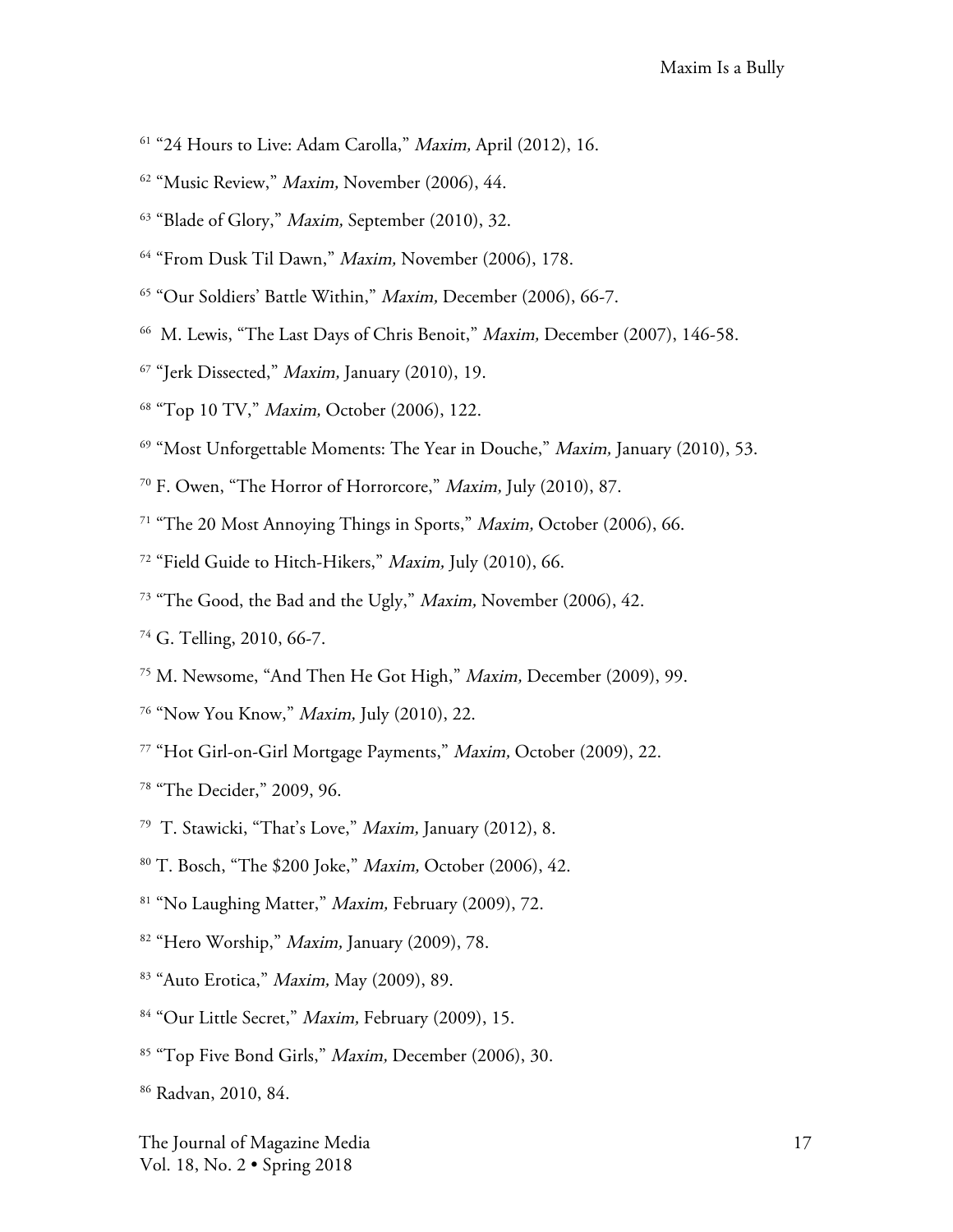[61] "24 Hours to Live: Adam Carolla," *Maxim,* April (2012), 16.

[62] "Music Review," *Maxim,* November (2006), 44.

[63] "Blade of Glory," *Maxim,* September (2010), 32.

[64] "From Dusk Til Dawn," *Maxim,* November (2006), 178.

[65] "Our Soldiers' Battle Within," *Maxim,* December (2006), 66-7.

[66] M. Lewis, "The Last Days of Chris Benoit," *Maxim,* December (2007), 146-58.

[67] "Jerk Dissected," *Maxim,* January (2010), 19.

[68] "Top 10 TV," *Maxim,* October (2006), 122.

[69] "Most Unforgettable Moments: The Year in Douche," *Maxim,* January (2010), 53.

[70] F. Owen, "The Horror of Horrorcore," *Maxim,* July (2010), 87.

[71] "The 20 Most Annoying Things in Sports," *Maxim,* October (2006), 66.

[72] "Field Guide to Hitch-Hikers," *Maxim,* July (2010), 66.

[73] "The Good, the Bad and the Ugly," *Maxim,* November (2006), 42.

[74] G. Telling, 2010, 66-7.

[75] M. Newsome, "And Then He Got High," *Maxim,* December (2009), 99.

[76] "Now You Know," *Maxim,* July (2010), 22.

[77] "Hot Girl-on-Girl Mortgage Payments," *Maxim,* October (2009), 22.

[78] "The Decider," 2009, 96.

[79] T. Stawicki, "That's Love," *Maxim,* January (2012), 8.

[80] T. Bosch, "The $200 Joke," *Maxim,* October (2006), 42.

[81] "No Laughing Matter," *Maxim,* February (2009), 72.

[82] "Hero Worship," *Maxim,* January (2009), 78.

[83] "Auto Erotica," *Maxim,* May (2009), 89.

[84] "Our Little Secret," *Maxim,* February (2009), 15.

[85] "Top Five Bond Girls," *Maxim,* December (2006), 30.

[86] Radvan, 2010, 84.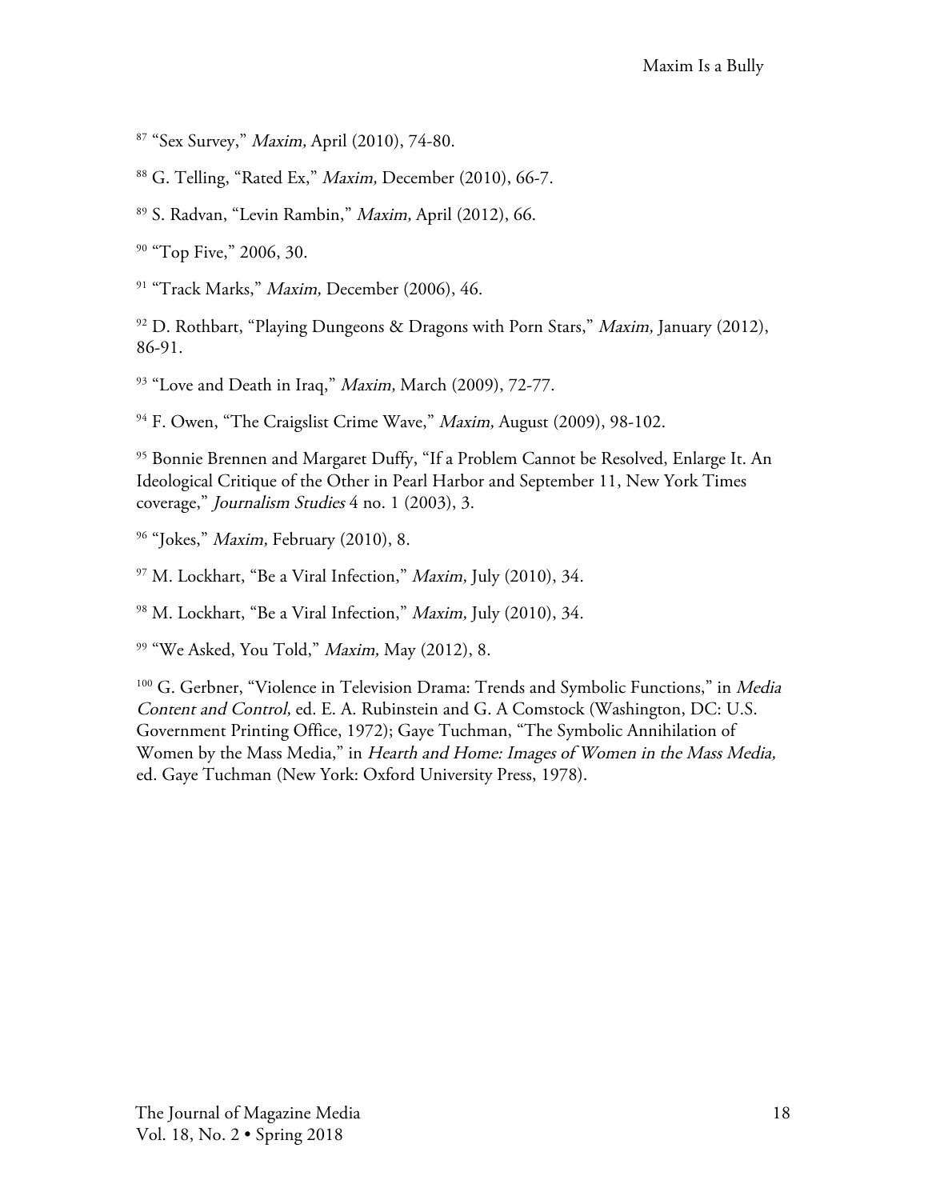[87] "Sex Survey," *Maxim,* April (2010), 74-80.

[88] G. Telling, "Rated Ex," *Maxim,* December (2010), 66-7.

[89] S. Radvan, "Levin Rambin," *Maxim,* April (2012), 66.

[90] "Top Five," 2006, 30.

[91] "Track Marks," *Maxim,* December (2006), 46.

[92] D. Rothbart, "Playing Dungeons & Dragons with Porn Stars," *Maxim,* January (2012), 86-91.

[93] "Love and Death in Iraq," *Maxim,* March (2009), 72-77.

[94] F. Owen, "The Craigslist Crime Wave," *Maxim,* August (2009), 98-102.

[95] Bonnie Brennen and Margaret Duffy, "If a Problem Cannot be Resolved, Enlarge It. An Ideological Critique of the Other in Pearl Harbor and September 11, New York Times coverage," *Journalism Studies* 4 no. 1 (2003), 3.

[96] "Jokes," *Maxim,* February (2010), 8.

[97] M. Lockhart, "Be a Viral Infection," *Maxim,* July (2010), 34.

[98] M. Lockhart, "Be a Viral Infection," *Maxim,* July (2010), 34.

[99] "We Asked, You Told," *Maxim,* May (2012), 8.

[100] G. Gerbner, "Violence in Television Drama: Trends and Symbolic Functions," in *Media Content and Control,* ed. E. A. Rubinstein and G. A Comstock (Washington, DC: U.S. Government Printing Office, 1972); Gaye Tuchman, "The Symbolic Annihilation of Women by the Mass Media," in *Hearth and Home: Images of Women in the Mass Media,* ed. Gaye Tuchman (New York: Oxford University Press, 1978).